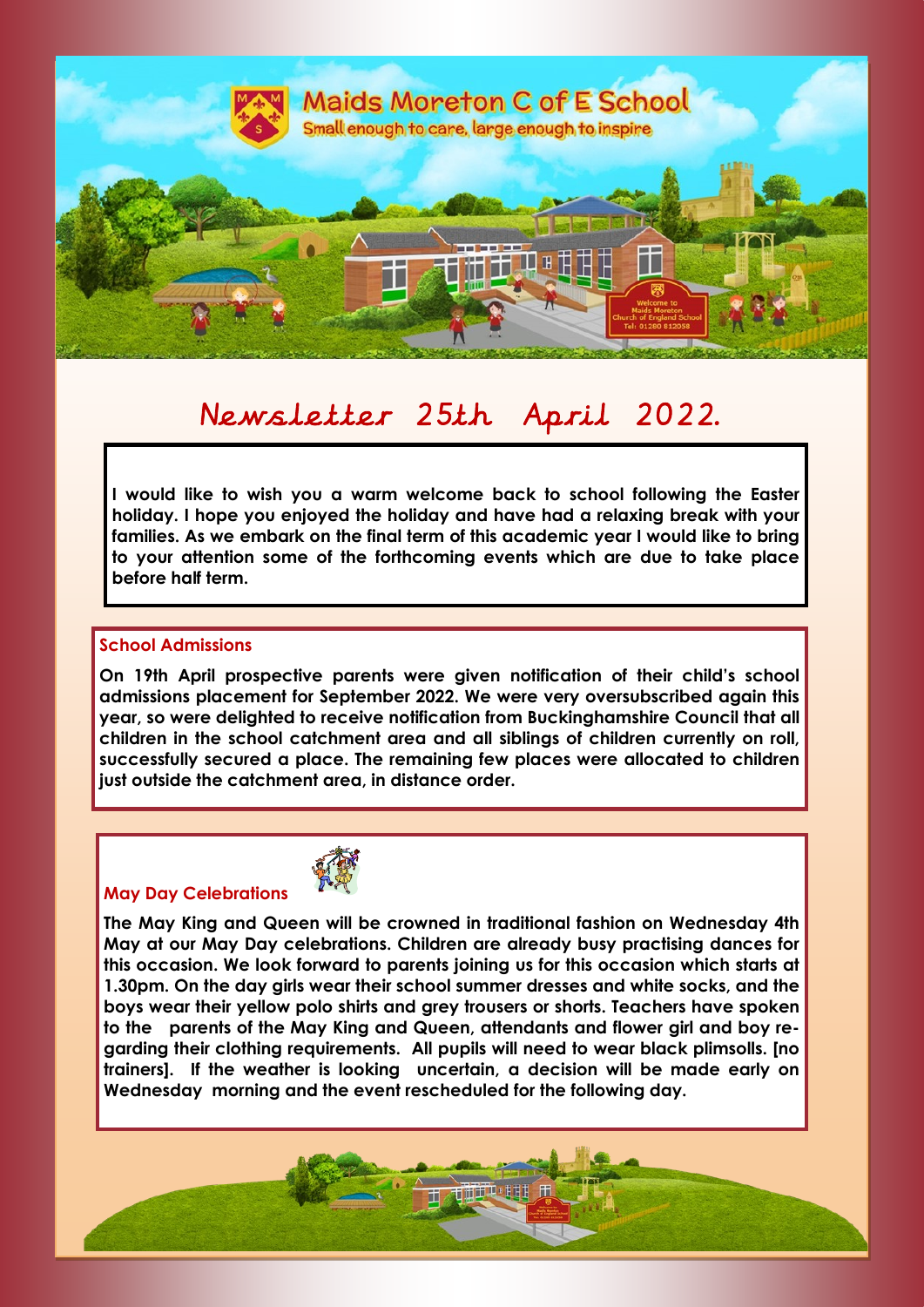# Maids Moreton C of E School

Small enough to care, large enough to inspire

## Newsletter 25th April 2022.

**I would like to wish you a warm welcome back to school following the Easter holiday. I hope you enjoyed the holiday and have had a relaxing break with your families. As we embark on the final term of this academic year I would like to bring to your attention some of the forthcoming events which are due to take place before half term.**

### School Admissions

**On 19th April prospective parents were given notification of their child's school admissions placement for September 2022. We were very oversubscribed again this year, so were delighted to receive notification from Buckinghamshire Council that all children in the school catchment area and all siblings of children currently on roll, successfully secured a place. The remaining few places were allocated to children just outside the catchment area, in distance order.**

### May Day Celebrations

**The May King and Queen will be crowned in traditional fashion on Wednesday 4th May at our May Day celebrations. Children are already busy practising dances for this occasion. We look forward to parents joining us for this occasion which starts at 1.30pm. On the day girls wear their school summer dresses and white socks, and the boys wear their yellow polo shirts and grey trousers or shorts. Teachers have spoken to the parents of the May King and Queen, attendants and flower girl and boy regarding their clothing requirements. All pupils will need to wear black plimsolls. [no trainers]. If the weather is looking uncertain, a decision will be made early on Wednesday morning and the event rescheduled for the following day.**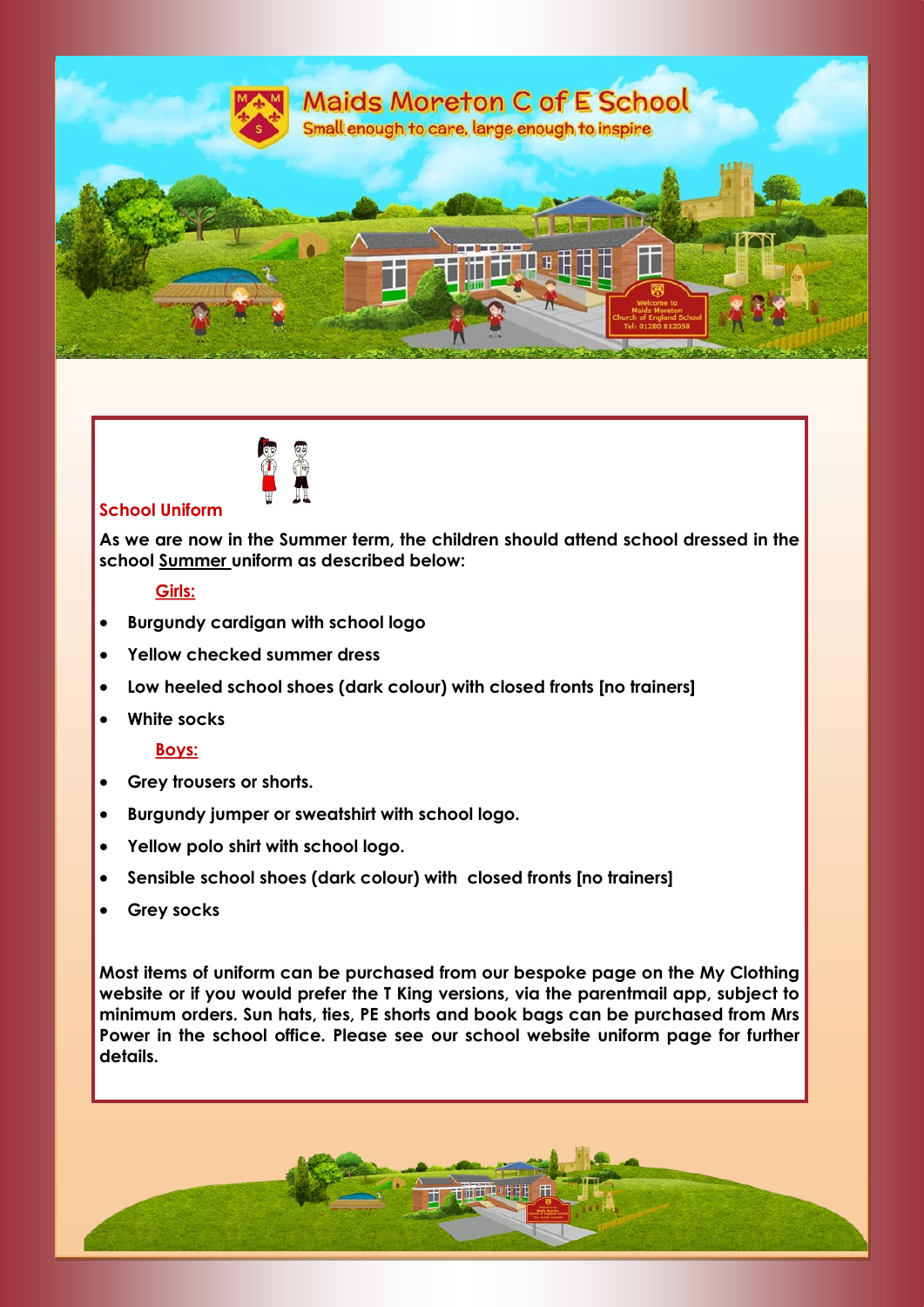# Maids Moreton C of E School

Small enough to care, large enough to inspire

## School Uniform

**As we are now in the Summer term, the children should attend school dressed in the school Summer uniform as described below:**

**Girls:**

- **Burgundy cardigan with school logo**
- **Yellow checked summer dress**
- **Low heeled school shoes (dark colour) with closed fronts [no trainers]**
- **White socks**

**Boys:**

- **Grey trousers or shorts.**
- **Burgundy jumper or sweatshirt with school logo.**
- **Yellow polo shirt with school logo.**
- **Sensible school shoes (dark colour) with closed fronts [no trainers]**
- **Grey socks**

**Most items of uniform can be purchased from our bespoke page on the My Clothing website or if you would prefer the T King versions, via the parentmail app, subject to minimum orders. Sun hats, ties, PE shorts and book bags can be purchased from Mrs Power in the school office. Please see our school website uniform page for further details.**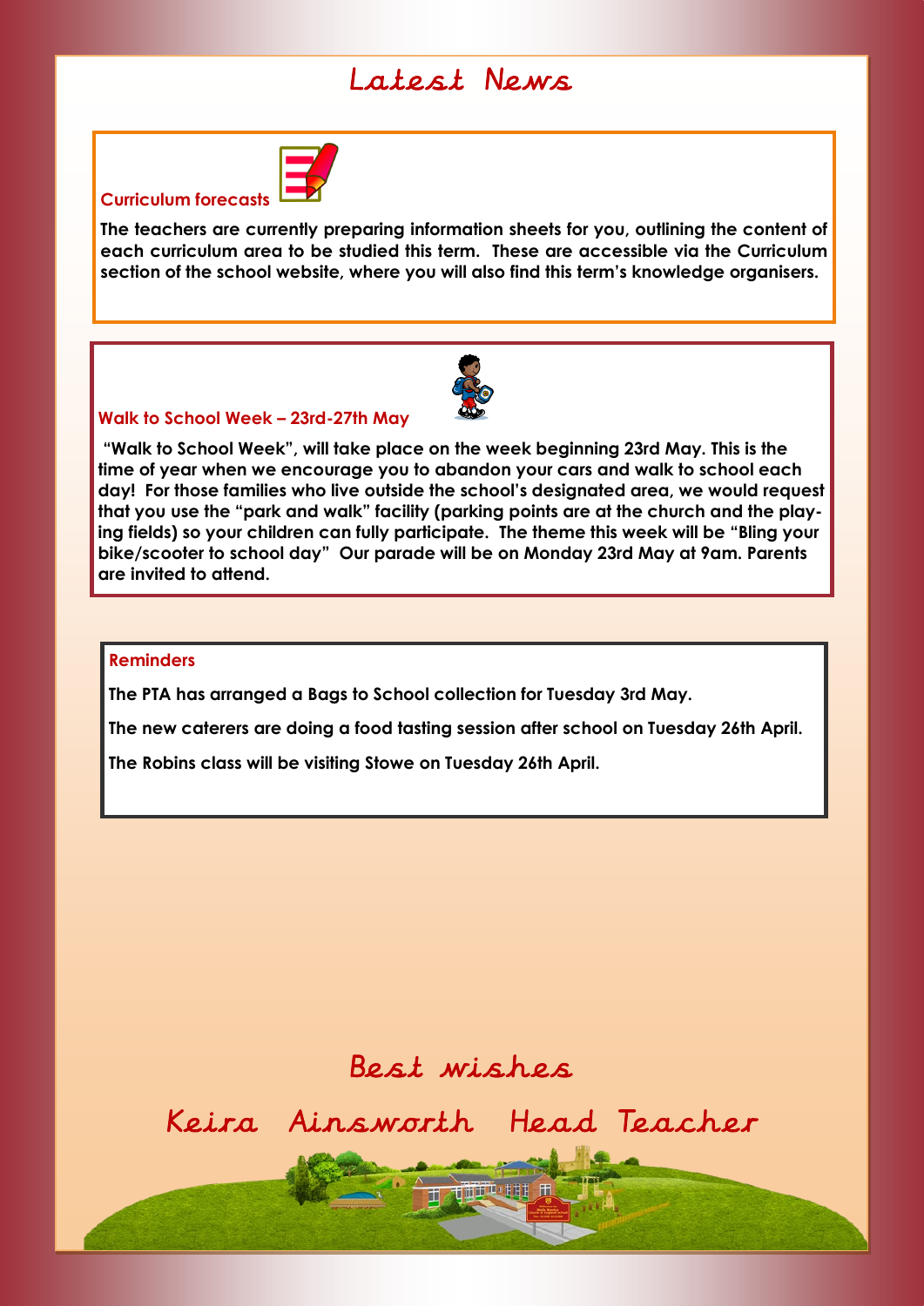# Latest News

### Curriculum forecasts

**The teachers are currently preparing information sheets for you, outlining the content of each curriculum area to be studied this term. These are accessible via the Curriculum section of the school website, where you will also find this term's knowledge organisers.**

### Walk to School Week – 23rd-27th May

**"Walk to School Week", will take place on the week beginning 23rd May. This is the time of year when we encourage you to abandon your cars and walk to school each day! For those families who live outside the school's designated area, we would request that you use the "park and walk" facility (parking points are at the church and the playing fields) so your children can fully participate. The theme this week will be "Bling your bike/scooter to school day" Our parade will be on Monday 23rd May at 9am. Parents are invited to attend.**

### Reminders

**The PTA has arranged a Bags to School collection for Tuesday 3rd May.**

**The new caterers are doing a food tasting session after school on Tuesday 26th April.**

**The Robins class will be visiting Stowe on Tuesday 26th April.**

Best wishes

Keira Ainsworth Head Teacher